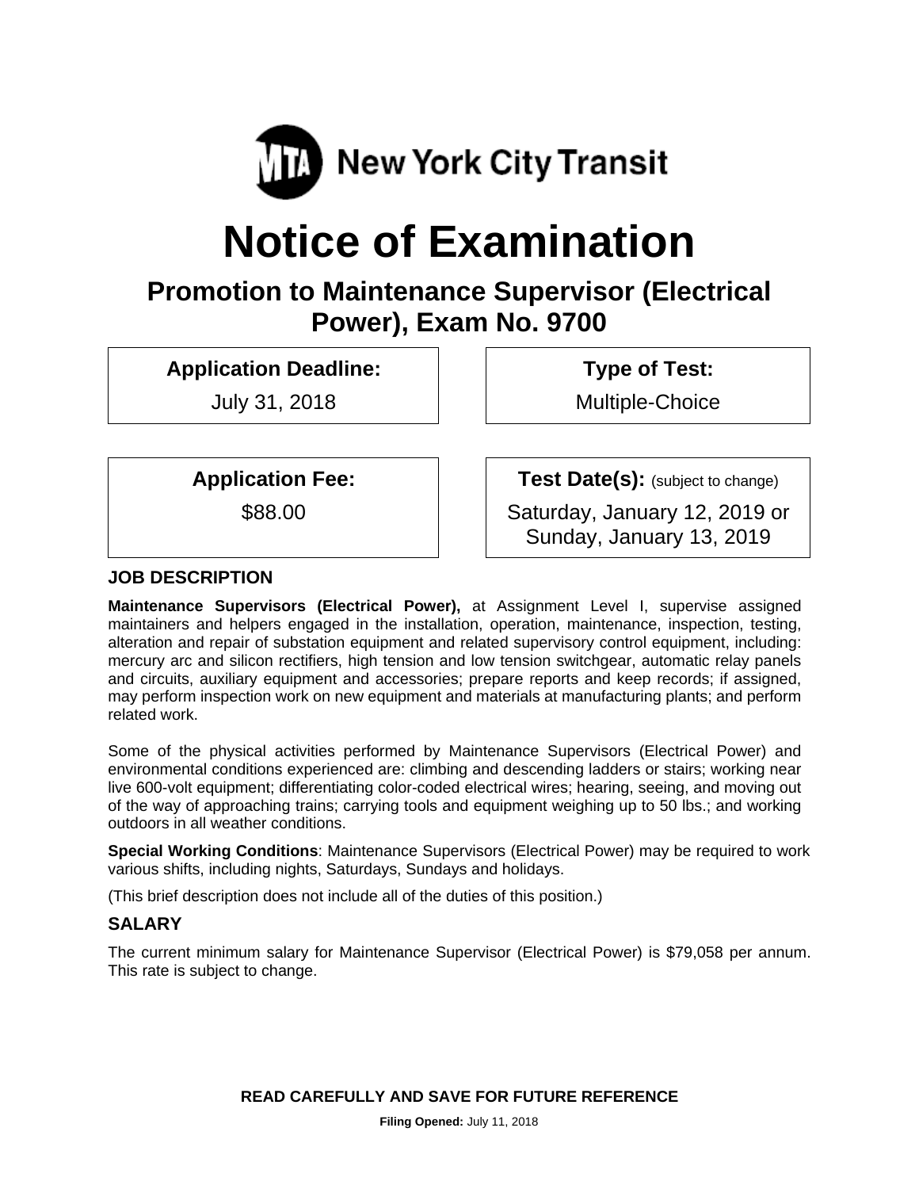New York City Transit

# Notice of Examination

## Promotion to Maintenance Supervisor (Electrical Power), Exam No. 9700

| **Application Deadline:** | **Type of Test:** |
| --- | --- |
| July 31, 2018 | Multiple-Choice |

| **Application Fee:** | **Test Date(s):** (subject to change) |
| --- | --- |
| $88.00 | Saturday, January 12, 2019 or Sunday, January 13, 2019 |

### JOB DESCRIPTION

**Maintenance Supervisors (Electrical Power),** at Assignment Level I, supervise assigned maintainers and helpers engaged in the installation, operation, maintenance, inspection, testing, alteration and repair of substation equipment and related supervisory control equipment, including: mercury arc and silicon rectifiers, high tension and low tension switchgear, automatic relay panels and circuits, auxiliary equipment and accessories; prepare reports and keep records; if assigned, may perform inspection work on new equipment and materials at manufacturing plants; and perform related work.

Some of the physical activities performed by Maintenance Supervisors (Electrical Power) and environmental conditions experienced are: climbing and descending ladders or stairs; working near live 600-volt equipment; differentiating color-coded electrical wires; hearing, seeing, and moving out of the way of approaching trains; carrying tools and equipment weighing up to 50 lbs.; and working outdoors in all weather conditions.

**Special Working Conditions**: Maintenance Supervisors (Electrical Power) may be required to work various shifts, including nights, Saturdays, Sundays and holidays.

(This brief description does not include all of the duties of this position.)

### SALARY

The current minimum salary for Maintenance Supervisor (Electrical Power) is $79,058 per annum. This rate is subject to change.

**READ CAREFULLY AND SAVE FOR FUTURE REFERENCE**

**Filing Opened:** July 11, 2018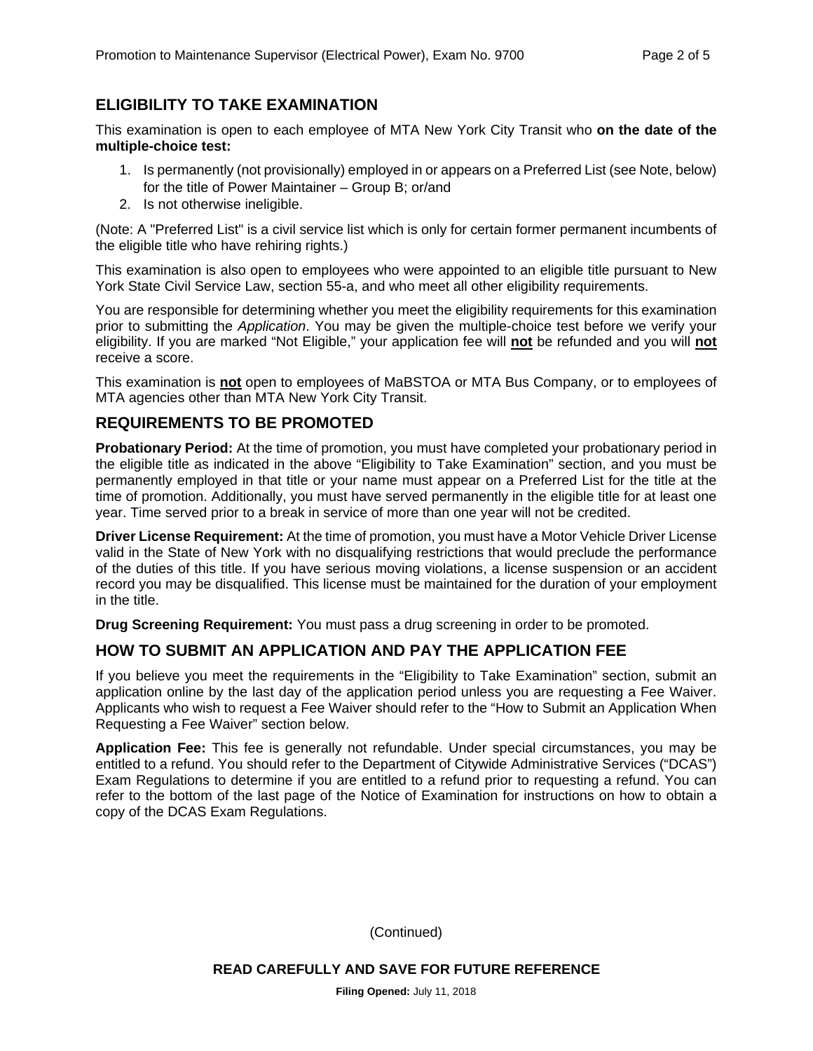## ELIGIBILITY TO TAKE EXAMINATION

This examination is open to each employee of MTA New York City Transit who **on the date of the multiple-choice test:**

1. Is permanently (not provisionally) employed in or appears on a Preferred List (see Note, below) for the title of Power Maintainer – Group B; or/and
2. Is not otherwise ineligible.

(Note: A "Preferred List" is a civil service list which is only for certain former permanent incumbents of the eligible title who have rehiring rights.)

This examination is also open to employees who were appointed to an eligible title pursuant to New York State Civil Service Law, section 55-a, and who meet all other eligibility requirements.

You are responsible for determining whether you meet the eligibility requirements for this examination prior to submitting the *Application*. You may be given the multiple-choice test before we verify your eligibility. If you are marked "Not Eligible," your application fee will **not** be refunded and you will **not** receive a score.

This examination is **not** open to employees of MaBSTOA or MTA Bus Company, or to employees of MTA agencies other than MTA New York City Transit.

## REQUIREMENTS TO BE PROMOTED

**Probationary Period:** At the time of promotion, you must have completed your probationary period in the eligible title as indicated in the above "Eligibility to Take Examination" section, and you must be permanently employed in that title or your name must appear on a Preferred List for the title at the time of promotion. Additionally, you must have served permanently in the eligible title for at least one year. Time served prior to a break in service of more than one year will not be credited.

**Driver License Requirement:** At the time of promotion, you must have a Motor Vehicle Driver License valid in the State of New York with no disqualifying restrictions that would preclude the performance of the duties of this title. If you have serious moving violations, a license suspension or an accident record you may be disqualified. This license must be maintained for the duration of your employment in the title.

**Drug Screening Requirement:** You must pass a drug screening in order to be promoted.

## HOW TO SUBMIT AN APPLICATION AND PAY THE APPLICATION FEE

If you believe you meet the requirements in the "Eligibility to Take Examination" section, submit an application online by the last day of the application period unless you are requesting a Fee Waiver. Applicants who wish to request a Fee Waiver should refer to the "How to Submit an Application When Requesting a Fee Waiver" section below.

**Application Fee:** This fee is generally not refundable. Under special circumstances, you may be entitled to a refund. You should refer to the Department of Citywide Administrative Services ("DCAS") Exam Regulations to determine if you are entitled to a refund prior to requesting a refund. You can refer to the bottom of the last page of the Notice of Examination for instructions on how to obtain a copy of the DCAS Exam Regulations.

(Continued)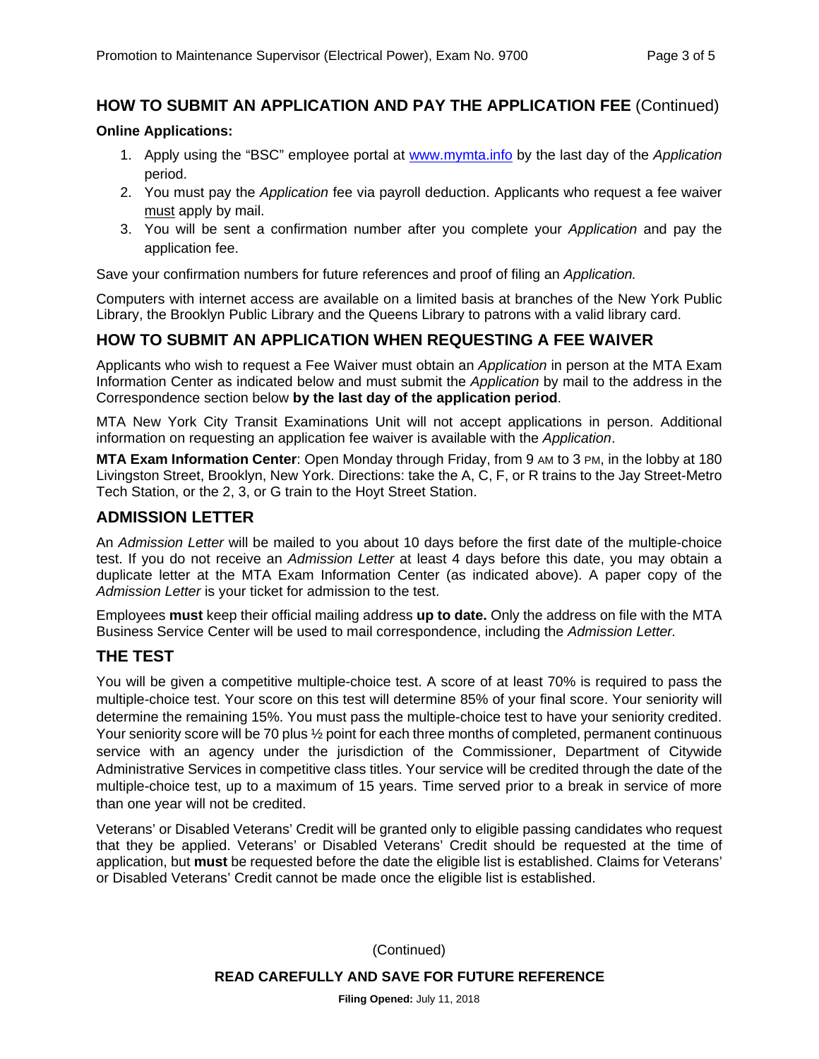## HOW TO SUBMIT AN APPLICATION AND PAY THE APPLICATION FEE (Continued)

**Online Applications:**

1. Apply using the "BSC" employee portal at www.mymta.info by the last day of the *Application* period.
2. You must pay the *Application* fee via payroll deduction. Applicants who request a fee waiver must apply by mail.
3. You will be sent a confirmation number after you complete your *Application* and pay the application fee.

Save your confirmation numbers for future references and proof of filing an *Application.*

Computers with internet access are available on a limited basis at branches of the New York Public Library, the Brooklyn Public Library and the Queens Library to patrons with a valid library card.

## HOW TO SUBMIT AN APPLICATION WHEN REQUESTING A FEE WAIVER

Applicants who wish to request a Fee Waiver must obtain an *Application* in person at the MTA Exam Information Center as indicated below and must submit the *Application* by mail to the address in the Correspondence section below **by the last day of the application period**.

MTA New York City Transit Examinations Unit will not accept applications in person. Additional information on requesting an application fee waiver is available with the *Application*.

**MTA Exam Information Center**: Open Monday through Friday, from 9 AM to 3 PM, in the lobby at 180 Livingston Street, Brooklyn, New York. Directions: take the A, C, F, or R trains to the Jay Street-Metro Tech Station, or the 2, 3, or G train to the Hoyt Street Station.

## ADMISSION LETTER

An *Admission Letter* will be mailed to you about 10 days before the first date of the multiple-choice test. If you do not receive an *Admission Letter* at least 4 days before this date, you may obtain a duplicate letter at the MTA Exam Information Center (as indicated above). A paper copy of the *Admission Letter* is your ticket for admission to the test.

Employees **must** keep their official mailing address **up to date.** Only the address on file with the MTA Business Service Center will be used to mail correspondence, including the *Admission Letter.*

## THE TEST

You will be given a competitive multiple-choice test. A score of at least 70% is required to pass the multiple-choice test. Your score on this test will determine 85% of your final score. Your seniority will determine the remaining 15%. You must pass the multiple-choice test to have your seniority credited. Your seniority score will be 70 plus ½ point for each three months of completed, permanent continuous service with an agency under the jurisdiction of the Commissioner, Department of Citywide Administrative Services in competitive class titles. Your service will be credited through the date of the multiple-choice test, up to a maximum of 15 years. Time served prior to a break in service of more than one year will not be credited.

Veterans' or Disabled Veterans' Credit will be granted only to eligible passing candidates who request that they be applied. Veterans' or Disabled Veterans' Credit should be requested at the time of application, but **must** be requested before the date the eligible list is established. Claims for Veterans' or Disabled Veterans' Credit cannot be made once the eligible list is established.

(Continued)

**READ CAREFULLY AND SAVE FOR FUTURE REFERENCE**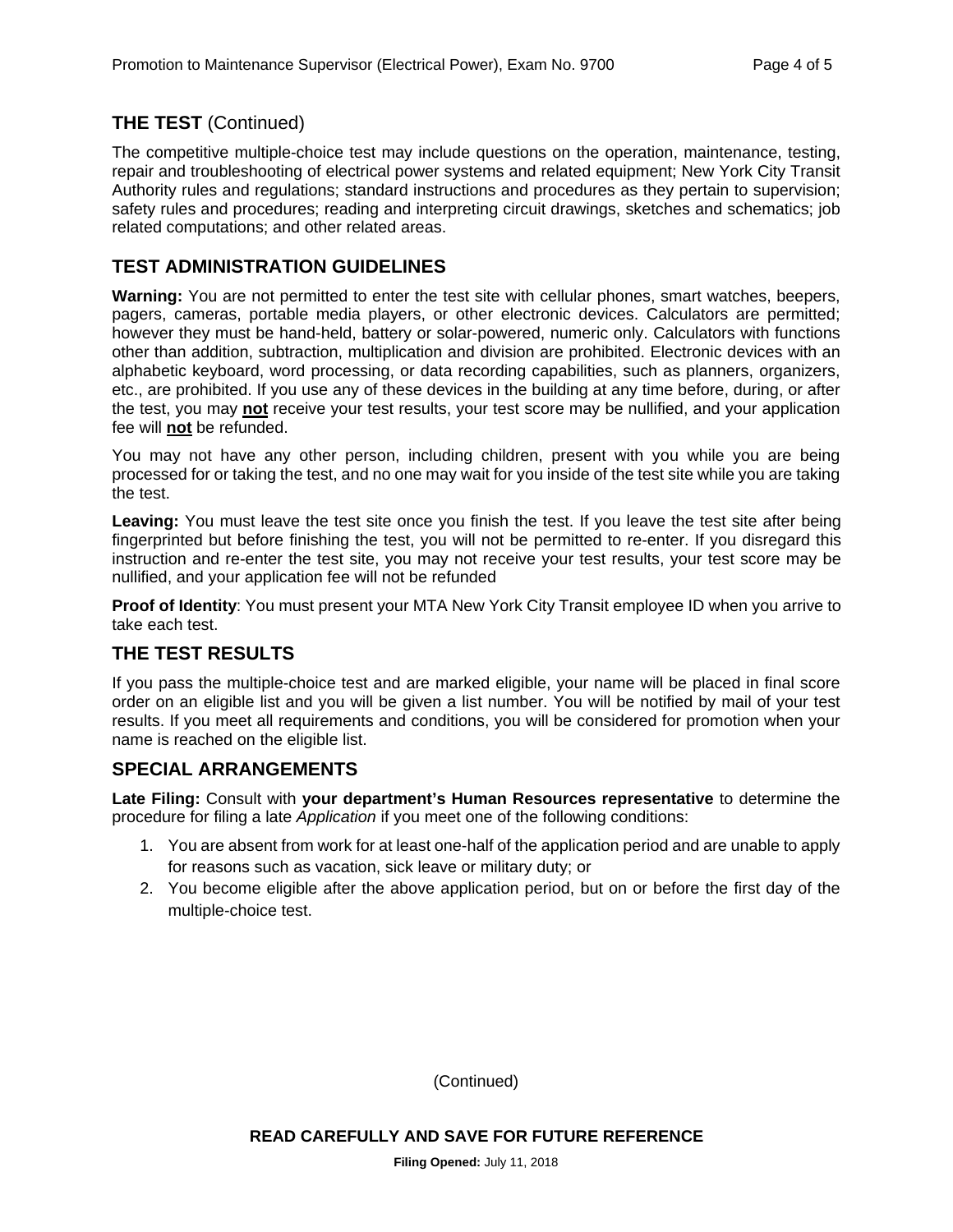## THE TEST (Continued)

The competitive multiple-choice test may include questions on the operation, maintenance, testing, repair and troubleshooting of electrical power systems and related equipment; New York City Transit Authority rules and regulations; standard instructions and procedures as they pertain to supervision; safety rules and procedures; reading and interpreting circuit drawings, sketches and schematics; job related computations; and other related areas.

## TEST ADMINISTRATION GUIDELINES

**Warning:** You are not permitted to enter the test site with cellular phones, smart watches, beepers, pagers, cameras, portable media players, or other electronic devices. Calculators are permitted; however they must be hand-held, battery or solar-powered, numeric only. Calculators with functions other than addition, subtraction, multiplication and division are prohibited. Electronic devices with an alphabetic keyboard, word processing, or data recording capabilities, such as planners, organizers, etc., are prohibited. If you use any of these devices in the building at any time before, during, or after the test, you may **not** receive your test results, your test score may be nullified, and your application fee will **not** be refunded.

You may not have any other person, including children, present with you while you are being processed for or taking the test, and no one may wait for you inside of the test site while you are taking the test.

**Leaving:** You must leave the test site once you finish the test. If you leave the test site after being fingerprinted but before finishing the test, you will not be permitted to re-enter. If you disregard this instruction and re-enter the test site, you may not receive your test results, your test score may be nullified, and your application fee will not be refunded

**Proof of Identity**: You must present your MTA New York City Transit employee ID when you arrive to take each test.

## THE TEST RESULTS

If you pass the multiple-choice test and are marked eligible, your name will be placed in final score order on an eligible list and you will be given a list number. You will be notified by mail of your test results. If you meet all requirements and conditions, you will be considered for promotion when your name is reached on the eligible list.

## SPECIAL ARRANGEMENTS

**Late Filing:** Consult with **your department's Human Resources representative** to determine the procedure for filing a late *Application* if you meet one of the following conditions:

1. You are absent from work for at least one-half of the application period and are unable to apply for reasons such as vacation, sick leave or military duty; or
2. You become eligible after the above application period, but on or before the first day of the multiple-choice test.

(Continued)

**READ CAREFULLY AND SAVE FOR FUTURE REFERENCE**

**Filing Opened:** July 11, 2018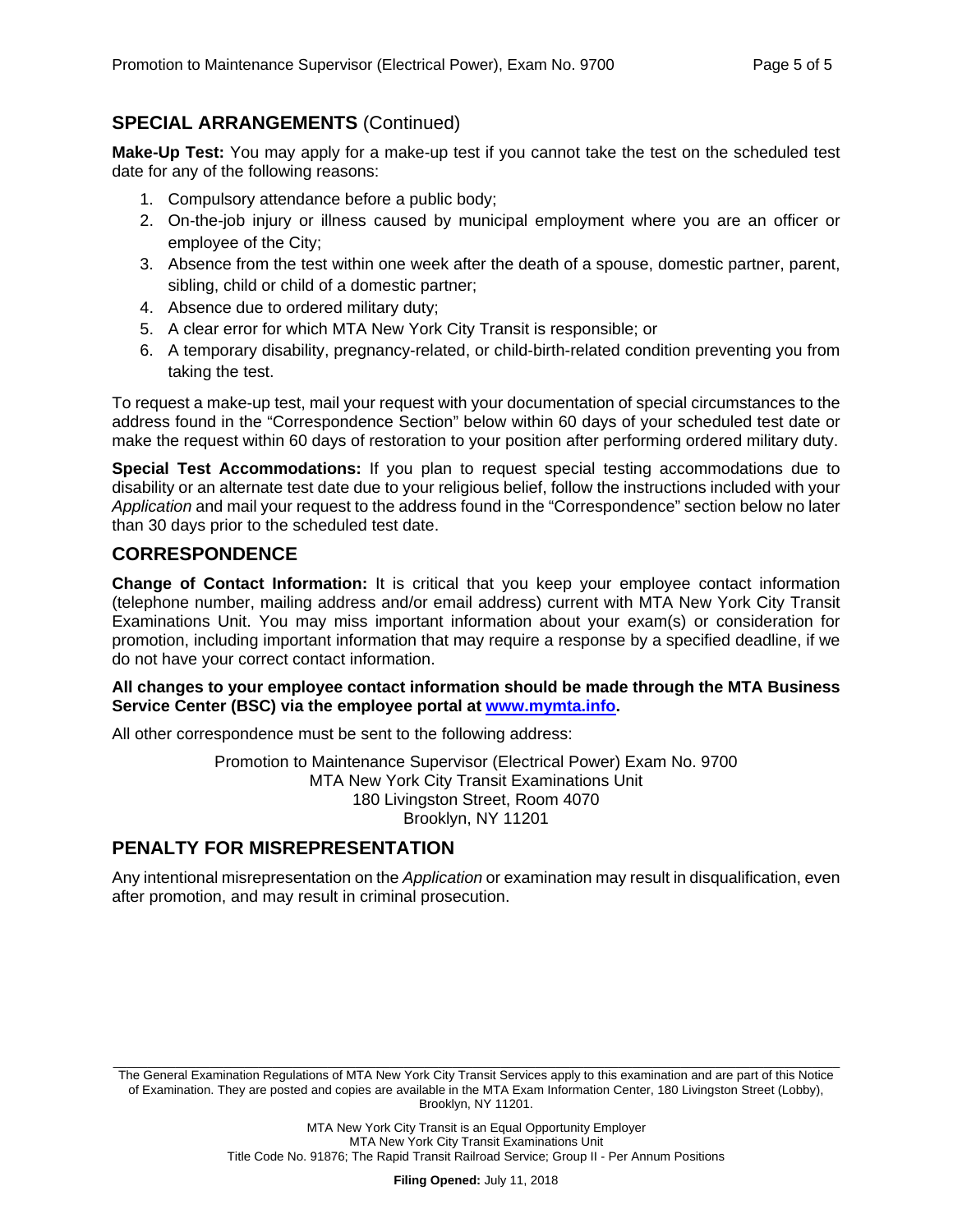## SPECIAL ARRANGEMENTS (Continued)

**Make-Up Test:** You may apply for a make-up test if you cannot take the test on the scheduled test date for any of the following reasons:

1. Compulsory attendance before a public body;
2. On-the-job injury or illness caused by municipal employment where you are an officer or employee of the City;
3. Absence from the test within one week after the death of a spouse, domestic partner, parent, sibling, child or child of a domestic partner;
4. Absence due to ordered military duty;
5. A clear error for which MTA New York City Transit is responsible; or
6. A temporary disability, pregnancy-related, or child-birth-related condition preventing you from taking the test.

To request a make-up test, mail your request with your documentation of special circumstances to the address found in the "Correspondence Section" below within 60 days of your scheduled test date or make the request within 60 days of restoration to your position after performing ordered military duty.

**Special Test Accommodations:** If you plan to request special testing accommodations due to disability or an alternate test date due to your religious belief, follow the instructions included with your *Application* and mail your request to the address found in the "Correspondence" section below no later than 30 days prior to the scheduled test date.

## CORRESPONDENCE

**Change of Contact Information:** It is critical that you keep your employee contact information (telephone number, mailing address and/or email address) current with MTA New York City Transit Examinations Unit. You may miss important information about your exam(s) or consideration for promotion, including important information that may require a response by a specified deadline, if we do not have your correct contact information.

**All changes to your employee contact information should be made through the MTA Business Service Center (BSC) via the employee portal at www.mymta.info.**

All other correspondence must be sent to the following address:

Promotion to Maintenance Supervisor (Electrical Power) Exam No. 9700
MTA New York City Transit Examinations Unit
180 Livingston Street, Room 4070
Brooklyn, NY 11201

## PENALTY FOR MISREPRESENTATION

Any intentional misrepresentation on the *Application* or examination may result in disqualification, even after promotion, and may result in criminal prosecution.

---

The General Examination Regulations of MTA New York City Transit Services apply to this examination and are part of this Notice of Examination. They are posted and copies are available in the MTA Exam Information Center, 180 Livingston Street (Lobby), Brooklyn, NY 11201.

MTA New York City Transit is an Equal Opportunity Employer
MTA New York City Transit Examinations Unit
Title Code No. 91876; The Rapid Transit Railroad Service; Group II - Per Annum Positions

**Filing Opened:** July 11, 2018